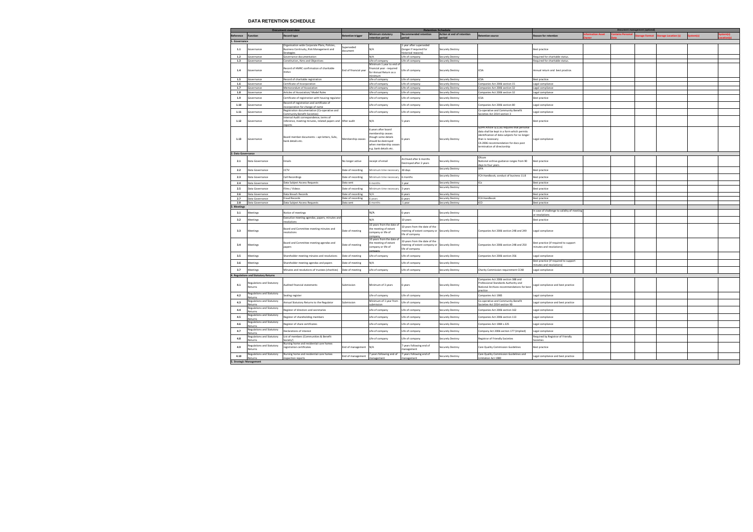# DATA RETENTION SCHEDULE

| Document overview | | | Retention Schedule | | | | | | Document management (optional) | | | | | |
|---|---|---|---|---|---|---|---|---|---|---|---|---|---|---|
| Reference | Function | Record type | Retention trigger | Minimum statutory retention period | Recommended retention period | Action at end of retention period | Retention source | Reason for retention | Information Asset Owner | Contains Personal Data | Storage Format | Storage Location (s) | System(s) | System(s) Location(s) |
| **1. Governance** | | | | | | | | | | | | | | |
| 1.1 | Governance | Organisation wide Corporate Plans, Policies, Business Continuity, Risk Management and Strategies | Superseded document | N/A | 1 year after superseded (longer if required for historical reasons) | Securely Destroy | | Best practice | | | | | | |
| 1.2 | Governance | Governance documentation | | N/A | Life of company | Securely Destroy | | Required for charitable status. | | | | | | |
| 1.3 | Governance | Constitution, Aims and Objectives | | Life of company | Life of company | Securely Destroy | | Required for charitable status. | | | | | | |
| 1.4 | Governance | Record of HMRC confirmation of charitable status | End of financial year | Minimum 1 year to end of financial year - required for Annual Return as a minimum | Life of company | Securely Destroy | ICSA | Annual return and best practice. | | | | | | |
| 1.5 | Governance | Record of charitable registration | | Life of company | Life of company | Securely Destroy | ICSA | Best practice | | | | | | |
| 1.6 | Governance | Certificate of Incorporation | | Life of company | Life of company | Securely Destroy | Companies Act 2006 section 15 | Legal compliance | | | | | | |
| 1.7 | Governance | Memorandum of Association | | Life of company | Life of company | Securely Destroy | Companies Act 2006 section 32 | Legal compliance | | | | | | |
| 1.8 | Governance | Articles of Association/ Model Rules | | Life of company | Life of company | Securely Destroy | Companies Act 2006 section 32 | Legal compliance | | | | | | |
| 1.9 | Governance | Certificate of registration with housing regulator | | Life of company | Life of company | Securely Destroy | ICSA | Best practice | | | | | | |
| 1.10 | Governance | Record of registration and certificate of incorporation for change of name | | Life of company | Life of company | Securely Destroy | Companies Act 2006 section 80 | Legal compliance | | | | | | |
| 1.11 | Governance | Registration documentation (Co-operative and Community Benefit Societies) | | Life of company | Life of company | Securely Destroy | Co-operative and Community Benefit Societies Act 2014 section 3 | Legal compliance | | | | | | |
| 1.12 | Governance | Internal Audit correspondence, terms of reference, meeting minutes, related papers and reports | After audit | N/A | 5 years | Securely Destroy | | Best practice | | | | | | |
| 1.13 | Governance | Board member documents – apt letters, SLAs, bank details etc. | Membership ceases | 6 years after board membership ceases though some details should be destroyed when membership ceases e.g. bank details etc. | 6 years | Securely Destroy | GDPR Article 5(1)(e) requires that personal data shall be kept in a form which permits identification of data subjects for no longer than is necessary CA 2006 recommendation for docs post termination of directorship | Legal compliance | | | | | | |
| **2. Data Governance** | | | | | | | | | | | | | | |
| 2.1 | Data Governance | Emails | No longer active | receipt of email | Archived after 6 months Destroyed after 2 years | Securely Destroy | Ofcom National archive guidance ranges from 90 days to four years. | Best practice | | | | | | |
| 2.2 | Data Governance | CCTV | Date of recording | Minimum time necessary | 30 days | Securely Destroy | DPA | Best practice | | | | | | |
| 2.3 | Data Governance | Call Recordings | Date of recording | Minimum time necessary | 6 months | Securely Destroy | FCA Handbook, conduct of business 11.8 | Best practice | | | | | | |
| 2.4 | Data Governance | Data Subject Access Requests | Data sent | 6 months | 1 year | Securely Destroy | ICo | Best practice | | | | | | |
| 2.5 | Data Governance | Films / Videos | Date of recording | Minimum time necessary | 3 years | Securely Destroy | | Best practice | | | | | | |
| 2.6 | Data Governance | Data Breach Records | Date of recording | N/A | 6 years | Securely Destroy | | Best practice | | | | | | |
| 2.7 | Data Governance | Fraud Records | Date of recording | 6 years | 6 years | Securely Destroy | FCA Handbook | Best practice | | | | | | |
| 2.8 | Data Governance | Data Subject Access Requests | Data sent | 6 months | 1 year | Securely Destroy | ICO | Best practice | | | | | | |
| **3. Meetings** | | | | | | | | | | | | | | |
| 3.1 | Meetings | Notice of meetings | | N/A | 6 years | Securely Destroy | | In case of challenge to validity of meeting or resolutions | | | | | | |
| 3.2 | Meetings | Executive meeting agendas, papers, minutes and resolutions | | N/A | 10 years | Securely Destroy | | Best practice | | | | | | |
| 3.3 | Meetings | Board and Committee meeting minutes and resolutions | Date of meeting | 10 years from the date of the meeting of extant company or life of company | 10 years from the date of the meeting of extant company or life of company | Securely Destroy | Companies Act 2006 section 248 and 249 | Legal compliance | | | | | | |
| 3.4 | Meetings | Board and Committee meeting agendas and papers | Date of meeting | 10 years from the date of the meeting of extant company or life of company | 10 years from the date of the meeting of extant company or life of company | Securely Destroy | Companies Act 2006 section 248 and 250 | Best practice (if required to support minutes and resolutions) | | | | | | |
| 3.5 | Meetings | Shareholder meeting minutes and resolutions | Date of meeting | Life of company | Life of company | Securely Destroy | Companies Act 2006 section 356 | Legal compliance | | | | | | |
| 3.6 | Meetings | Shareholder meeting agendas and papers | Date of meeting | N/A | Life of company | Securely Destroy | | Best practice (if required to support minutes and resolutions) | | | | | | |
| 3.7 | Meetings | Minutes and resolutions of trustees (charities) | Date of meeting | Life of company | Life of company | Securely Destroy | Charity Commission requirement CC48 | Legal compliance | | | | | | |
| **4. Regulations and Statutory Returns** | | | | | | | | | | | | | | |
| 4.1 | Regulations and Statutory Returns | Audited financial statements | Submission | Minimum of 3 years | 6 years | Securely Destroy | Companies Act 2006 section 388 and Professional Standards Authority and National Archives recommendations for best practice | Legal compliance and best practice | | | | | | |
| 4.2 | Regulations and Statutory Returns | Sealing register | | Life of company | Life of company | Securely Destroy | Companies Act 1985 | Legal compliance | | | | | | |
| 4.3 | Regulations and Statutory Returns | Annual Statutory Returns to the Regulator | Submission | Minimum of 1 year from submission | Life of company | Securely Destroy | Co-operative and Community Benefit Societies Act 2014 section 90 | Legal compliance and best practice | | | | | | |
| 4.4 | Regulations and Statutory Returns | Register of directors and secretaries | | Life of company | Life of company | Securely Destroy | Companies Act 2006 section 162 | Legal compliance | | | | | | |
| 4.5 | Regulations and Statutory Returns | Register of shareholding members | | Life of company | Life of company | Securely Destroy | Companies Act 2006 section 113 | Legal compliance | | | | | | |
| 4.6 | Regulations and Statutory Returns | Register of share certificates | | Life of company | Life of company | Securely Destroy | Companies Act 1984 s.125 | Legal compliance | | | | | | |
| 4.7 | Regulations and Statutory Returns | Declarations of interest | | Life of company | Life of company | Securely Destroy | Company Act 2006 section 177 (implied) | Legal compliance | | | | | | |
| 4.8 | Regulations and Statutory Returns | List of members (Communities & Benefit Society') | | Life of company | Life of company | Securely Destroy | Registrar of Friendly Societies | Required by Registrar of Friendly Societies | | | | | | |
| 4.9 | Regulations and Statutory Returns | Nursing home and residential care homes registration certificates | End of management | N/A | 7 years following end of management | Securely Destroy | Care Quality Commission Guidelines | Best practice | | | | | | |
| 4.10 | Regulations and Statutory Returns | Nursing home and residential care homes inspection reports | End of management | 7 years following end of management | 7 years following end of management | Securely Destroy | Care Quality Commission Guidelines and Limitation Act 1980 | Legal compliance and best practice | | | | | | |
| **5. Strategic Management** | | | | | | | | | | | | | | |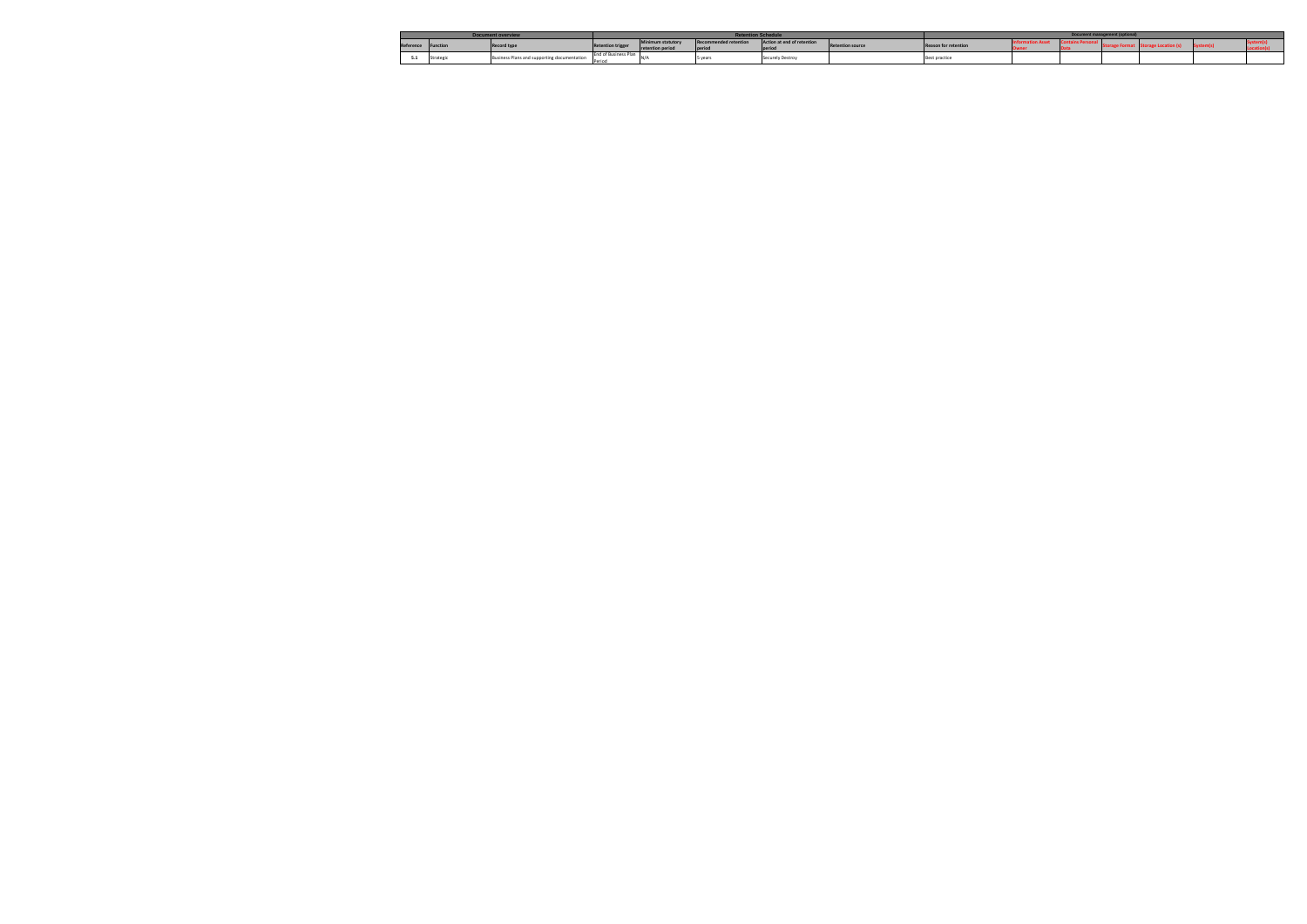| Document overview | | | Retention Schedule | | | | | | Document management (optional) | | | | | |
|---|---|---|---|---|---|---|---|---|---|---|---|---|---|---|
| Reference | Function | Record type | Retention trigger | Minimum statutory retention period | Recommended retention period | Action at end of retention period | Retention source | Reason for retention | Information Asset Owner | Contains Personal Data | Storage Format | Storage Location (s) | System(s) | System(s) Location(s) |
| 5.1 | Strategic | Business Plans and supporting documentation | End of Business Plan Period | N/A | 5 years | Securely Destroy | | Best practice | | | | | | |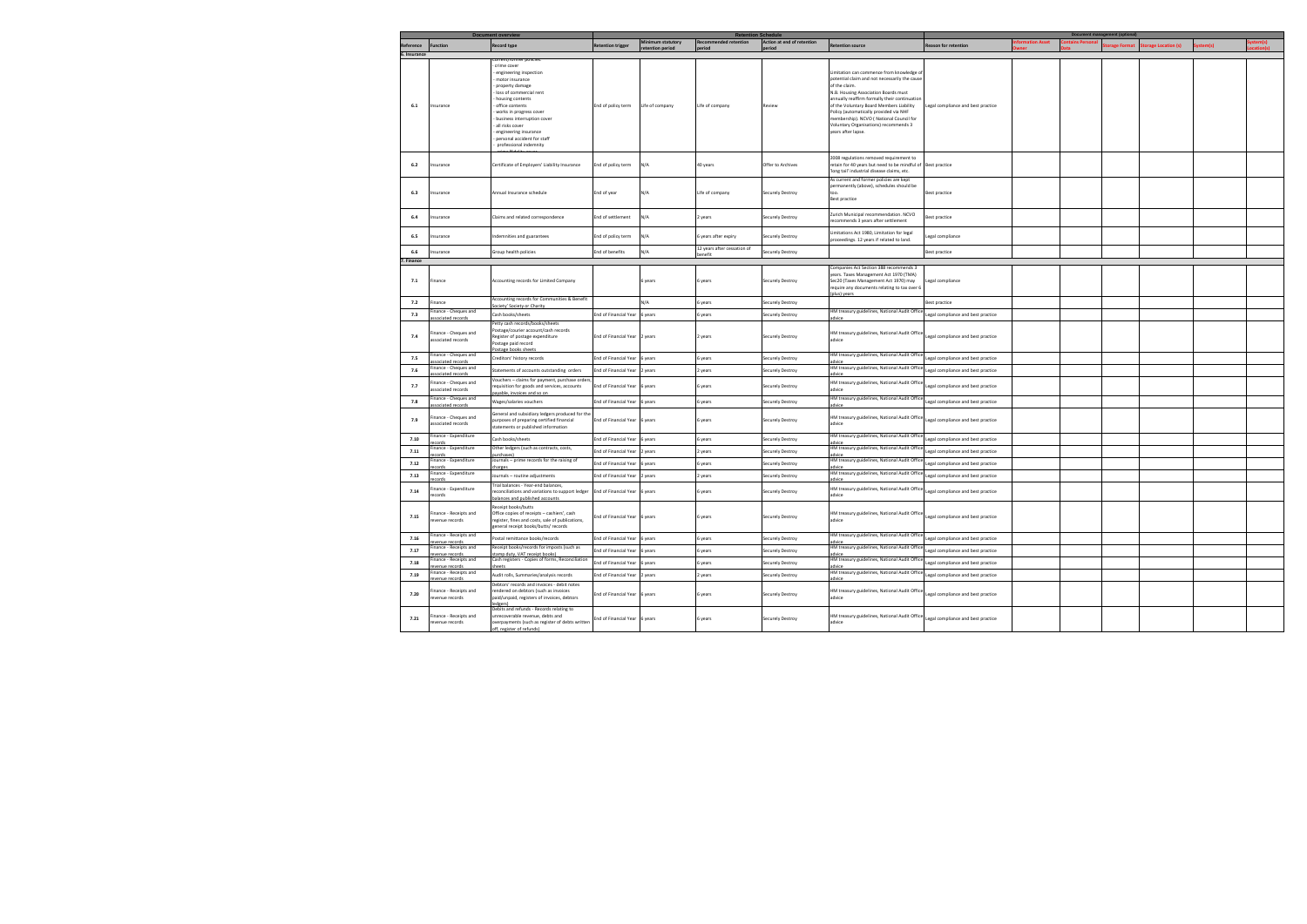| Document overview | | | Retention Schedule | | | | | | Document management (optional) | | | | | |
|---|---|---|---|---|---|---|---|---|---|---|---|---|---|---|
| Reference | Function | Record type | Retention trigger | Minimum statutory retention period | Recommended retention period | Action at end of retention period | Retention source | Reason for retention | Information Asset Owner | Contains Personal Data | Storage Format | Storage Location (s) | System(s) | System(s) Location(s) |
| 6. Insurance | | | | | | | | | | | | | | |
| 6.1 | Insurance | Current/former policies: - crime cover - engineering inspection - motor insurance - property damage - loss of commercial rent - housing contents - office contents - works in progress cover - business interruption cover - all risks cover - engineering insurance - personal accident for staff - professional indemnity - crime/fidelity cover | End of policy term | Life of company | Life of company | Review | Limitation can commence from knowledge of potential claim and not necessarily the cause of the claim. N.B. Housing Association Boards must annually reaffirm formally their continuation of the Voluntary Board Members Liability Policy (automatically provided via NHF membership). NCVO ( National Council for Voluntary Organisations) recommends 3 years after lapse. | Legal compliance and best practice | | | | | | |
| 6.2 | Insurance | Certificate of Employers' Liability Insurance | End of policy term | N/A | 40 years | Offer to Archives | 2008 regulations removed requirement to retain for 40 years but need to be mindful of 'long tail' industrial disease claims, etc. | Best practice | | | | | | |
| 6.3 | Insurance | Annual insurance schedule | End of year | N/A | Life of company | Securely Destroy | As current and former policies are kept permanently (above), schedules should be too. Best practice | Best practice | | | | | | |
| 6.4 | Insurance | Claims and related correspondence | End of settlement | N/A | 2 years | Securely Destroy | Zurich Municipal recommendation. NCVO recommends 3 years after settlement | Best practice | | | | | | |
| 6.5 | Insurance | Indemnities and guarantees | End of policy term | N/A | 6 years after expiry | Securely Destroy | Limitations Act 1980, Limitation for legal proceedings. 12 years if related to land. | Legal compliance | | | | | | |
| 6.6 | Insurance | Group health policies | End of benefits | N/A | 12 years after cessation of benefit | Securely Destroy | | Best practice | | | | | | |
| 7. Finance | | | | | | | | | | | | | | |
| 7.1 | Finance | Accounting records for Limited Company | | 6 years | 6 years | Securely Destroy | Companies Act Section 388 recommends 3 years. Taxes Management Act 1970 (TMA) Sec20 (Taxes Management Act 1970) may require any documents relating to tax over 6 (plus) years | Legal compliance | | | | | | |
| 7.2 | Finance | Accounting records for Communities & Benefit Society/ Society or Charity | | N/A | 6 years | Securely Destroy | | Best practice | | | | | | |
| 7.3 | Finance - Cheques and associated records | Cash books/sheets | End of Financial Year | 6 years | 6 years | Securely Destroy | HM treasury guidelines, National Audit Office advice | Legal compliance and best practice | | | | | | |
| 7.4 | Finance - Cheques and associated records | Petty cash records/books/sheets Postage/courier account/cash records Register of postage expenditure Postage paid record Postage books sheets | End of Financial Year | 2 years | 2 years | Securely Destroy | HM treasury guidelines, National Audit Office advice | Legal compliance and best practice | | | | | | |
| 7.5 | Finance - Cheques and associated records | Creditors' history records | End of Financial Year | 6 years | 6 years | Securely Destroy | HM treasury guidelines, National Audit Office advice | Legal compliance and best practice | | | | | | |
| 7.6 | Finance - Cheques and associated records | Statements of accounts outstanding orders | End of Financial Year | 2 years | 2 years | Securely Destroy | HM treasury guidelines, National Audit Office advice | Legal compliance and best practice | | | | | | |
| 7.7 | Finance - Cheques and associated records | Vouchers – claims for payment, purchase orders, requisition for goods and services, accounts payable, invoices and so on | End of Financial Year | 6 years | 6 years | Securely Destroy | HM treasury guidelines, National Audit Office advice | Legal compliance and best practice | | | | | | |
| 7.8 | Finance - Cheques and associated records | Wages/salaries vouchers | End of Financial Year | 6 years | 6 years | Securely Destroy | HM treasury guidelines, National Audit Office advice | Legal compliance and best practice | | | | | | |
| 7.9 | Finance - Cheques and associated records | General and subsidiary ledgers produced for the purposes of preparing certified financial statements or published information | End of Financial Year | 6 years | 6 years | Securely Destroy | HM treasury guidelines, National Audit Office advice | Legal compliance and best practice | | | | | | |
| 7.10 | Finance - Expenditure records | Cash books/sheets | End of Financial Year | 6 years | 6 years | Securely Destroy | HM treasury guidelines, National Audit Office advice | Legal compliance and best practice | | | | | | |
| 7.11 | Finance - Expenditure records | Other ledgers (such as contracts, costs, purchases) | End of Financial Year | 2 years | 2 years | Securely Destroy | HM treasury guidelines, National Audit Office advice | Legal compliance and best practice | | | | | | |
| 7.12 | Finance - Expenditure records | Journals – prime records for the raising of charges | End of Financial Year | 6 years | 6 years | Securely Destroy | HM treasury guidelines, National Audit Office advice | Legal compliance and best practice | | | | | | |
| 7.13 | Finance - Expenditure records | Journals – routine adjustments | End of Financial Year | 2 years | 2 years | Securely Destroy | HM treasury guidelines, National Audit Office advice | Legal compliance and best practice | | | | | | |
| 7.14 | Finance - Expenditure records | Trail balances - Year-end balances, reconciliations and variations to support ledger balances and published accounts | End of Financial Year | 6 years | 6 years | Securely Destroy | HM treasury guidelines, National Audit Office advice | Legal compliance and best practice | | | | | | |
| 7.15 | Finance - Receipts and revenue records | Receipt books/butts Office copies of receipts – cashiers', cash register, fines and costs, sale of publications, general receipt books/butts/ records | End of Financial Year | 6 years | 6 years | Securely Destroy | HM treasury guidelines, National Audit Office advice | Legal compliance and best practice | | | | | | |
| 7.16 | Finance - Receipts and revenue records | Postal remittance books/records | End of Financial Year | 6 years | 6 years | Securely Destroy | HM treasury guidelines, National Audit Office advice | Legal compliance and best practice | | | | | | |
| 7.17 | Finance - Receipts and revenue records | Receipt books/records for imposts (such as stamp duty, VAT receipt books) | End of Financial Year | 6 years | 6 years | Securely Destroy | HM treasury guidelines, National Audit Office advice | Legal compliance and best practice | | | | | | |
| 7.18 | Finance - Receipts and revenue records | Cash registers - Copies of forms, Reconciliation sheets | End of Financial Year | 6 years | 6 years | Securely Destroy | HM treasury guidelines, National Audit Office advice | Legal compliance and best practice | | | | | | |
| 7.19 | Finance - Receipts and revenue records | Audit rolls, Summaries/analysis records | End of Financial Year | 2 years | 2 years | Securely Destroy | HM treasury guidelines, National Audit Office advice | Legal compliance and best practice | | | | | | |
| 7.20 | Finance - Receipts and revenue records | Debtors' records and invoices - debit notes rendered on debtors (such as invoices paid/unpaid, registers of invoices, debtors ledgers) | End of Financial Year | 6 years | 6 years | Securely Destroy | HM treasury guidelines, National Audit Office advice | Legal compliance and best practice | | | | | | |
| 7.21 | Finance - Receipts and revenue records | Debits and refunds - Records relating to unrecoverable revenue, debts and overpayments (such as register of debts written off, register of refunds) | End of Financial Year | 6 years | 6 years | Securely Destroy | HM treasury guidelines, National Audit Office advice | Legal compliance and best practice | | | | | | |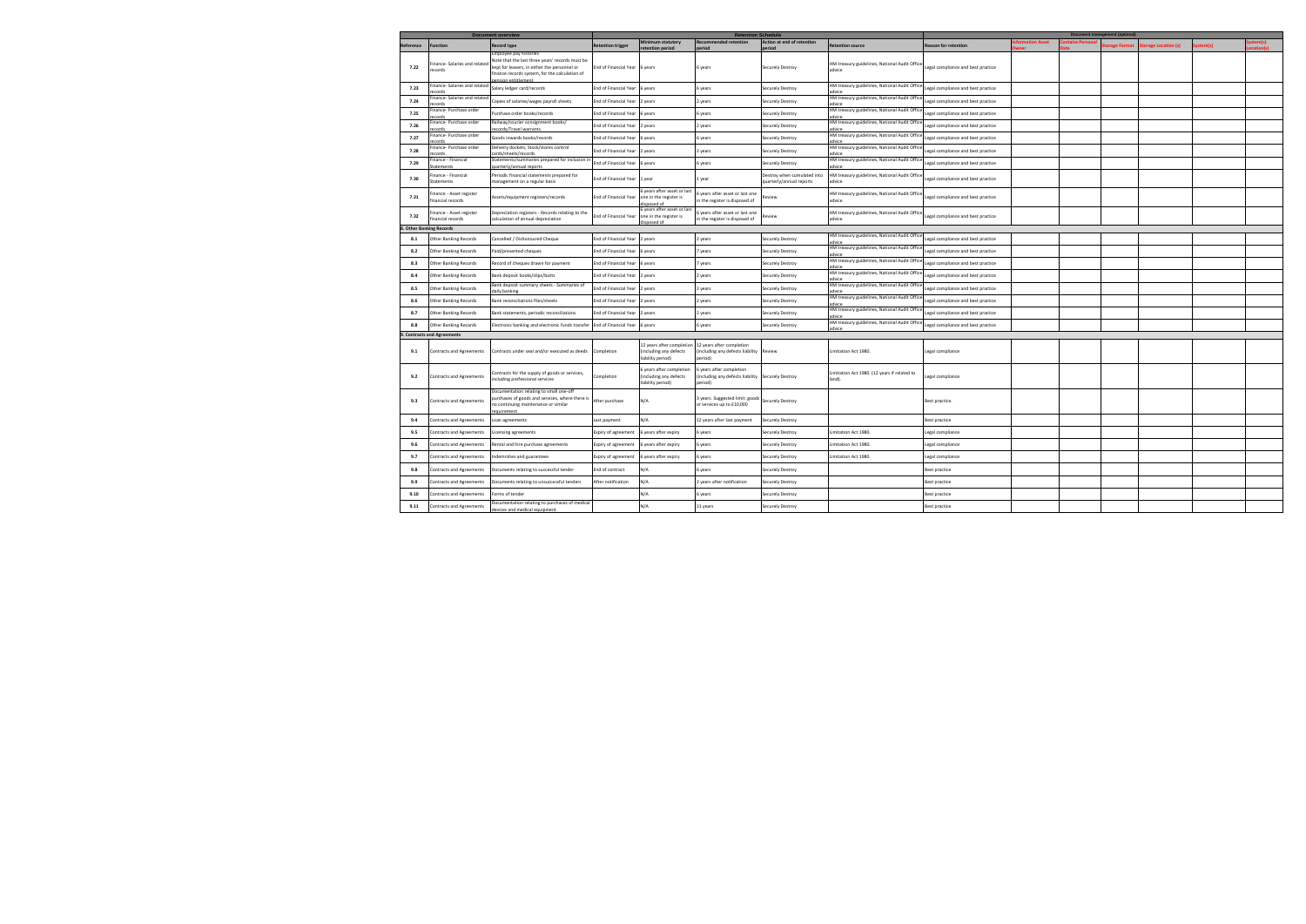| Document overview | | | Retention Schedule | | | | | | Document management (optional) | | | | | |
|---|---|---|---|---|---|---|---|---|---|---|---|---|---|---|
| Reference | Function | Record type | Retention trigger | Minimum statutory retention period | Recommended retention period | Action at end of retention period | Retention source | Reason for retention | Information Asset Owner | Contains Personal Data | Storage Format | Storage Location (s) | System(s) | System(s) Location(s) |
| 7.22 | Finance- Salaries and related records | Employee pay histories Note that the last three years' records must be kept for leavers, in either the personnel or finance records system, for the calculation of pension entitlement | End of Financial Year | 6 years | 6 years | Securely Destroy | HM treasury guidelines, National Audit Office advice | Legal compliance and best practice | | | | | | |
| 7.23 | Finance- Salaries and related records | Salary ledger card/records | End of Financial Year | 6 years | 6 years | Securely Destroy | HM treasury guidelines, National Audit Office advice | Legal compliance and best practice | | | | | | |
| 7.24 | Finance- Salaries and related records | Copies of salaries/wages payroll sheets | End of Financial Year | 2 years | 2 years | Securely Destroy | HM treasury guidelines, National Audit Office advice | Legal compliance and best practice | | | | | | |
| 7.25 | Finance- Purchase order records | Purchase order books/records | End of Financial Year | 6 years | 6 years | Securely Destroy | HM treasury guidelines, National Audit Office advice | Legal compliance and best practice | | | | | | |
| 7.26 | Finance- Purchase order records | Railway/courier consignment books/ records/Travel warrants | End of Financial Year | 2 years | 2 years | Securely Destroy | HM treasury guidelines, National Audit Office advice | Legal compliance and best practice | | | | | | |
| 7.27 | Finance- Purchase order records | Goods inwards books/records | End of Financial Year | 6 years | 6 years | Securely Destroy | HM treasury guidelines, National Audit Office advice | Legal compliance and best practice | | | | | | |
| 7.28 | Finance- Purchase order records | Delivery dockets, Stock/stores control cards/sheets/records | End of Financial Year | 2 years | 2 years | Securely Destroy | HM treasury guidelines, National Audit Office advice | Legal compliance and best practice | | | | | | |
| 7.29 | Finance - Financial Statements | Statements/summaries prepared for inclusion in quarterly/annual reports | End of Financial Year | 6 years | 6 years | Securely Destroy | HM treasury guidelines, National Audit Office advice | Legal compliance and best practice | | | | | | |
| 7.30 | Finance - Financial Statements | Periodic financial statements prepared for management on a regular basis | End of Financial Year | 1 year | 1 year | Destroy when cumulated into quarterly/annual reports | HM treasury guidelines, National Audit Office advice | Legal compliance and best practice | | | | | | |
| 7.31 | Finance - Asset register financial records | Assets/equipment registers/records | End of Financial Year | 6 years after asset or last one in the register is disposed of | 6 years after asset or last one in the register is disposed of | Review | HM treasury guidelines, National Audit Office advice | Legal compliance and best practice | | | | | | |
| 7.32 | Finance - Asset register financial records | Depreciation registers - Records relating to the calculation of annual depreciation | End of Financial Year | 6 years after asset or last one in the register is disposed of | 6 years after asset or last one in the register is disposed of | Review | HM treasury guidelines, National Audit Office advice | Legal compliance and best practice | | | | | | |
| **8. Other Banking Records** | | | | | | | | | | | | | | |
| 8.1 | Other Banking Records | Cancelled / Dishonoured Cheque | End of Financial Year | 2 years | 2 years | Securely Destroy | HM treasury guidelines, National Audit Office advice | Legal compliance and best practice | | | | | | |
| 8.2 | Other Banking Records | Paid/presented cheques | End of Financial Year | 6 years | 7 years | Securely Destroy | HM treasury guidelines, National Audit Office advice | Legal compliance and best practice | | | | | | |
| 8.3 | Other Banking Records | Record of cheques drawn for payment | End of Financial Year | 6 years | 7 years | Securely Destroy | HM treasury guidelines, National Audit Office advice | Legal compliance and best practice | | | | | | |
| 8.4 | Other Banking Records | Bank deposit books/slips/butts | End of Financial Year | 2 years | 2 years | Securely Destroy | HM treasury guidelines, National Audit Office advice | Legal compliance and best practice | | | | | | |
| 8.5 | Other Banking Records | Bank deposit summary sheets - Summaries of daily banking | End of Financial Year | 2 years | 2 years | Securely Destroy | HM treasury guidelines, National Audit Office advice | Legal compliance and best practice | | | | | | |
| 8.6 | Other Banking Records | Bank reconciliations files/sheets | End of Financial Year | 2 years | 2 years | Securely Destroy | HM treasury guidelines, National Audit Office advice | Legal compliance and best practice | | | | | | |
| 8.7 | Other Banking Records | Bank statements, periodic reconciliations | End of Financial Year | 2 years | 2 years | Securely Destroy | HM treasury guidelines, National Audit Office advice | Legal compliance and best practice | | | | | | |
| 8.8 | Other Banking Records | Electronic banking and electronic funds transfer | End of Financial Year | 6 years | 6 years | Securely Destroy | HM treasury guidelines, National Audit Office advice | Legal compliance and best practice | | | | | | |
| **9. Contracts and Agreements** | | | | | | | | | | | | | | |
| 9.1 | Contracts and Agreements | Contracts under seal and/or executed as deeds | Completion | 12 years after completion (including any defects liability period) | 12 years after completion (including any defects liability period) | Review | Limitation Act 1980. | Legal compliance | | | | | | |
| 9.2 | Contracts and Agreements | Contracts for the supply of goods or services, including professional services | Completion | 6 years after completion (including any defects liability period) | 6 years after completion (including any defects liability period) | Securely Destroy | Limitation Act 1980 (12 years if related to land). | Legal compliance | | | | | | |
| 9.3 | Contracts and Agreements | Documentation relating to small one-off purchases of goods and services, where there is no continuing maintenance or similar requirement | After purchase | N/A | 3 years. Suggested limit: goods or services up to £10,000 | Securely Destroy | | Best practice. | | | | | | |
| 9.4 | Contracts and Agreements | Loan agreements | Last payment | N/A | 12 years after last payment | Securely Destroy | | Best practice | | | | | | |
| 9.5 | Contracts and Agreements | Licensing agreements | Expiry of agreement | 6 years after expiry | 6 years | Securely Destroy | Limitation Act 1980. | Legal compliance | | | | | | |
| 9.6 | Contracts and Agreements | Rental and hire purchase agreements | Expiry of agreement | 6 years after expiry | 6 years | Securely Destroy | Limitation Act 1980. | Legal compliance | | | | | | |
| 9.7 | Contracts and Agreements | Indemnities and guarantees | Expiry of agreement | 6 years after expiry | 6 years | Securely Destroy | Limitation Act 1980. | Legal compliance | | | | | | |
| 9.8 | Contracts and Agreements | Documents relating to successful tender | End of contract | N/A | 6 years | Securely Destroy | | Best practice | | | | | | |
| 9.9 | Contracts and Agreements | Documents relating to unsuccessful tenders | After notification | N/A | 2 years after notification | Securely Destroy | | Best practice | | | | | | |
| 9.10 | Contracts and Agreements | Forms of tender | | N/A | 6 years | Securely Destroy | | Best practice | | | | | | |
| 9.11 | Contracts and Agreements | Documentation relating to purchases of medical devices and medical equipment | | N/A | 11 years | Securely Destroy | | Best practice | | | | | | |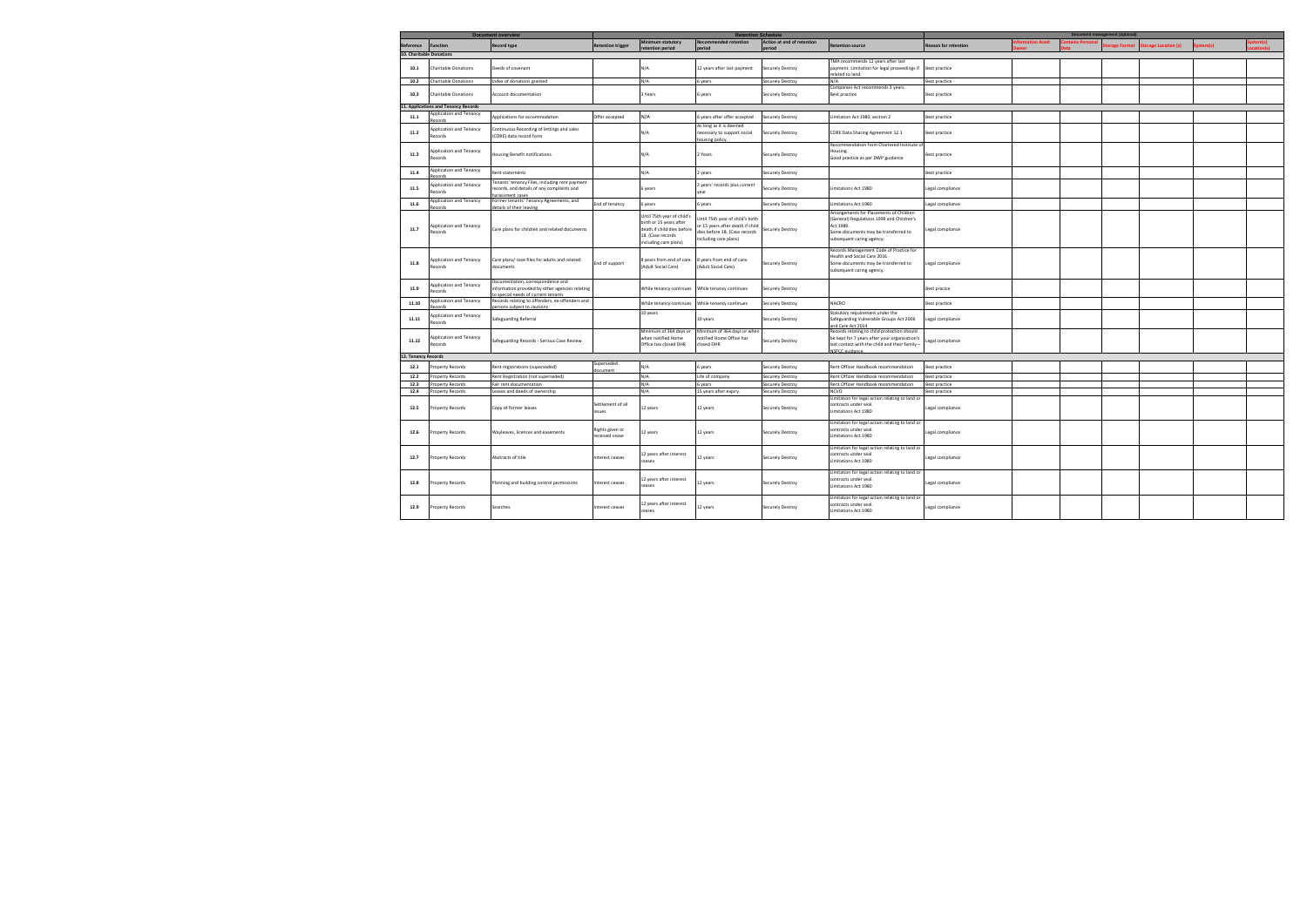| Document overview | | | Retention Schedule | | | | | | Document management (optional) | | | | | |
|---|---|---|---|---|---|---|---|---|---|---|---|---|---|---|
| Reference | Function | Record type | Retention trigger | Minimum statutory retention period | Recommended retention period | Action at end of retention period | Retention source | Reason for retention | Information Asset Owner | Contains Personal Data | Storage Format | Storage Location (s) | System(s) | System(s) Location(s) |
| **10. Charitable Donations** | | | | | | | | | | | | | | |
| 10.1 | Charitable Donations | Deeds of covenant | | N/A | 12 years after last payment | Securely Destroy | TMA recommends 12 years after last payment. Limitation for legal proceedings if related to land. | Best practice | | | | | | |
| 10.2 | Charitable Donations | Index of donations granted | | N/A | 6 years | Securely Destroy | N/A | Best practice | | | | | | |
| 10.3 | Charitable Donations | Account documentation | | 3 Years | 6 years | Securely Destroy | Companies Act recommends 3 years. Best practice | Best practice | | | | | | |
| **11. Applications and Tenancy Records** | | | | | | | | | | | | | | |
| 11.1 | Application and Tenancy Records | Applications for accommodation | Offer accepted | N/A | 6 years after offer accepted | Securely Destroy | Limitation Act 1980, section 2 | Best practice | | | | | | |
| 11.2 | Application and Tenancy Records | Continuous Recording of lettings and sales (CORE) data record form | | N/A | As long as it is deemed necessary to support social housing policy. | Securely Destroy | CORE Data Sharing Agreement 12.1 | Best practice | | | | | | |
| 11.3 | Application and Tenancy Records | Housing Benefit notifications | | N/A | 2 Years | Securely Destroy | Recommendation from Chartered Institute of Housing. Good practice as per DWP guidance | Best practice | | | | | | |
| 11.4 | Application and Tenancy Records | Rent statements | | N/A | 2 years | Securely Destroy | | Best practice | | | | | | |
| 11.5 | Application and Tenancy Records | Tenants' tenancy Files, including rent payment records, and details of any complaints and harassment cases | | 6 years | 2 years' records plus current year | Securely Destroy | Limitations Act 1980 | Legal compliance | | | | | | |
| 11.6 | Application and Tenancy Records | Former tenants' Tenancy Agreements, and details of their leaving | End of tenancy | 6 years | 6 years | Securely Destroy | Limitations Act 1980 | Legal compliance | | | | | | |
| 11.7 | Application and Tenancy Records | Care plans for children and related documents | | Until 75th year of child's birth or 15 years after death if child dies before 18. (Case records including care plans) | Until 75th year of child's birth or 15 years after death if child dies before 18. (Case records including care plans) | Securely Destroy | Arrangements for Placements of Children (General) Regulations 1998 and Children's Act 1989. Some documents may be transferred to subsequent caring agency. | Legal compliance | | | | | | |
| 11.8 | Application and Tenancy Records | Care plans/ case files for adults and related documents | End of support | 8 years from end of care. (Adult Social Care) | 8 years from end of care. (Adult Social Care) | Securely Destroy | Records Management Code of Practice for Health and Social Care 2016 Some documents may be transferred to subsequent caring agency. | Legal compliance | | | | | | |
| 11.9 | Application and Tenancy Records | Documentation, correspondence and information provided by other agencies relating to special needs of current tenants | | While tenancy continues | While tenancy continues | Securely Destroy | | Best pracice | | | | | | |
| 11.10 | Application and Tenancy Records | Records relating to offenders, ex-offenders and persons subject to cautions | | While tenancy continues | While tenancy continues | Securely Destroy | NACRO | Best practice | | | | | | |
| 11.11 | Application and Tenancy Records | Safeguarding Referral | | 10 years | 10 years | Securely Destroy | Statutory requirement under the Safeguarding Vulnerable Groups Act 2006 and Care Act 2014 | Legal compliance | | | | | | |
| 11.12 | Application and Tenancy Records | Safeguarding Records - Serious Case Review | | Minimum of 364 days or when notified Home Office has closed DHR | Minimum of 364 days or when notified Home Office has closed DHR | Securely Destroy | Records relating to child protection should be kept for 7 years after your organisation's last contact with the child and their family – NSPCC guidance | Legal compliance | | | | | | |
| **12. Tenancy Records** | | | | | | | | | | | | | | |
| 12.1 | Property Records | Rent registrations (superseded) | Superseded document | N/A | 6 years | Securely Destroy | Rent Officer Handbook recommendation | Best practice | | | | | | |
| 12.2 | Property Records | Rent Registration (not superseded) | | N/A | Life of company | Securely Destroy | Rent Officer Handbook recommendation | Best practice | | | | | | |
| 12.3 | Property Records | Fair rent documentation | | N/A | 6 years | Securely Destroy | Rent Officer Handbook recommendation | Best practice | | | | | | |
| 12.4 | Property Records | Leases and deeds of ownership | | N/A | 15 years after expiry. | Securely Destroy | NCVO | Best practice | | | | | | |
| 12.5 | Property Records | Copy of former leases | Settlement of all issues | 12 years | 12 years | Securely Destroy | Limitation for legal action relating to land or contracts under seal. Limitations Act 1980 | Legal compliance | | | | | | |
| 12.6 | Property Records | Wayleaves, licences and easements | Rights given or received cease | 12 years | 12 years | Securely Destroy | Limitation for legal action relating to land or contracts under seal. Limitations Act 1980 | Legal compliance | | | | | | |
| 12.7 | Property Records | Abstracts of title | Interest ceases | 12 years after interest ceases | 12 years | Securely Destroy | Limitation for legal action relating to land or contracts under seal. Limitations Act 1980 | Legal compliance | | | | | | |
| 12.8 | Property Records | Planning and building control permissions | Interest ceases | 12 years after interest ceases | 12 years | Securely Destroy | Limitation for legal action relating to land or contracts under seal. Limitations Act 1980 | Legal compliance | | | | | | |
| 12.9 | Property Records | Searches | Interest ceases | 12 years after interest ceases | 12 years | Securely Destroy | Limitation for legal action relating to land or contracts under seal. Limitations Act 1980 | Legal compliance | | | | | | |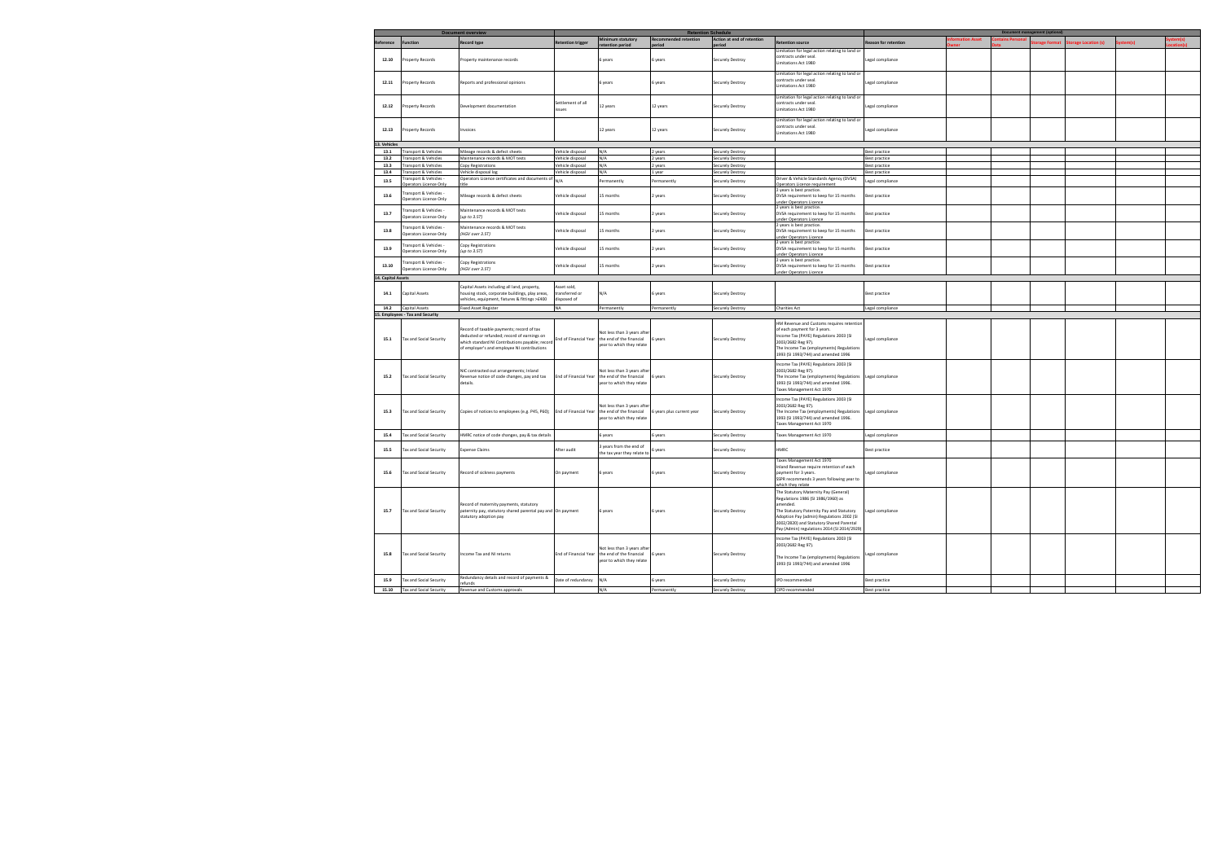| Document overview | | | Retention Schedule | | | | | | Document management (optional) | | | | | | |
|---|---|---|---|---|---|---|---|---|---|---|---|---|---|---|---|
| Reference | Function | Record type | Retention trigger | Minimum statutory retention period | Recommended retention period | Action at end of retention period | Retention source | Reason for retention | Information Asset Owner | Contains Personal Data | Storage Format | Storage Location (s) | System(s) | System(s) Location(s) |
| 12.10 | Property Records | Property maintenance records | | 6 years | 6 years | Securely Destroy | Limitation for legal action relating to land or contracts under seal. Limitations Act 1980 | Legal compliance | | | | | | |
| 12.11 | Property Records | Reports and professional opinions | | 6 years | 6 years | Securely Destroy | Limitation for legal action relating to land or contracts under seal. Limitations Act 1980 | Legal compliance | | | | | | |
| 12.12 | Property Records | Development documentation | Settlement of all issues | 12 years | 12 years | Securely Destroy | Limitation for legal action relating to land or contracts under seal. Limitations Act 1980 | Legal compliance | | | | | | |
| 12.13 | Property Records | Invoices | | 12 years | 12 years | Securely Destroy | Limitation for legal action relating to land or contracts under seal. Limitations Act 1980 | Legal compliance | | | | | | |
| **13. Vehicles** | | | | | | | | | | | | | | |
| 13.1 | Transport & Vehicles | Mileage records & defect sheets | Vehicle disposal | N/A | 2 years | Securely Destroy | | Best practice | | | | | | |
| 13.2 | Transport & Vehicles | Maintenance records & MOT tests | Vehicle disposal | N/A | 2 years | Securely Destroy | | Best practice | | | | | | |
| 13.3 | Transport & Vehicles | Copy Registrations | Vehicle disposal | N/A | 2 years | Securely Destroy | | Best practice | | | | | | |
| 13.4 | Transport & Vehicles | Vehicle disposal log | Vehicle disposal | N/A | 1 year | Securely Destroy | | Best practice | | | | | | |
| 13.5 | Transport & Vehicles - Operators Licence Only | Operators Licence certificates and documents of title | N/A | Permanently | Permanently | Securely Destroy | Driver & Vehicle Standards Agency (DVSA) Operators License requirement | Legal compliance | | | | | | |
| 13.6 | Transport & Vehicles - Operators Licence Only | Mileage records & defect sheets | Vehicle disposal | 15 months | 2 years | Securely Destroy | 2 years is best practice. DVSA requirement to keep for 15 months under Operators Licence | Best practice | | | | | | |
| 13.7 | Transport & Vehicles - Operators Licence Only | Maintenance records & MOT tests (up to 3.5T) | Vehicle disposal | 15 months | 2 years | Securely Destroy | 2 years is best practice. DVSA requirement to keep for 15 months under Operators Licence | Best practice | | | | | | |
| 13.8 | Transport & Vehicles - Operators Licence Only | Maintenance records & MOT tests (HGV over 3.5T) | Vehicle disposal | 15 months | 2 years | Securely Destroy | 2 years is best practice. DVSA requirement to keep for 15 months under Operators Licence | Best practice | | | | | | |
| 13.9 | Transport & Vehicles - Operators Licence Only | Copy Registrations (up to 3.5T) | Vehicle disposal | 15 months | 2 years | Securely Destroy | 2 years is best practice. DVSA requirement to keep for 15 months under Operators Licence | Best practice | | | | | | |
| 13.10 | Transport & Vehicles - Operators Licence Only | Copy Registrations (HGV over 3.5T) | Vehicle disposal | 15 months | 2 years | Securely Destroy | 2 years is best practice. DVSA requirement to keep for 15 months under Operators Licence | Best practice | | | | | | |
| **14. Capital Assets** | | | | | | | | | | | | | | |
| 14.1 | Capital Assets | Capital Assets including all land, property, housing stock, corporate buildings, play areas, vehicles, equipment, fixtures & fittings >£400 | Asset sold, transferred or disposed of | N/A | 6 years | Securely Destroy | | Best practice | | | | | | |
| 14.2 | Capital Assets | Fixed Asset Register | NA | Permanently | Permanently | Securely Destroy | Charities Act | Legal compliance | | | | | | |
| **15. Employees - Tax and Security** | | | | | | | | | | | | | | |
| 15.1 | Tax and Social Security | Record of taxable payments; record of tax deducted or refunded; record of earnings on which standard NI Contributions payable; record of employer's and employee NI contributions | End of Financial Year | Not less than 3 years after the end of the financial year to which they relate | 6 years | Securely Destroy | HM Revenue and Customs requires retention of each payment for 3 years. Income Tax (PAYE) Regulations 2003 (SI 2003/2682 Reg 97). The Income Tax (employments) Regulations 1993 (SI 1993/744) and amended 1996 | Legal compliance | | | | | | |
| 15.2 | Tax and Social Security | NIC contracted out arrangements; inland Revenue notice of code changes, pay and tax details | End of Financial Year | Not less than 3 years after the end of the financial year to which they relate | 6 years | Securely Destroy | Income Tax (PAYE) Regulations 2003 (SI 2003/2682 Reg 97). The Income Tax (employments) Regulations 1993 (SI 1993/744) and amended 1996. Taxes Management Act 1970 | Legal compliance | | | | | | |
| 15.3 | Tax and Social Security | Copies of notices to employees (e.g. P45, P60); | End of Financial Year | Not less than 3 years after the end of the financial year to which they relate | 6 years plus current year | Securely Destroy | Income Tax (PAYE) Regulations 2003 (SI 2003/2682 Reg 97). The Income Tax (employments) Regulations 1993 (SI 1993/744) and amended 1996. Taxes Management Act 1970 | Legal compliance | | | | | | |
| 15.4 | Tax and Social Security | HMRC notice of code changes, pay & tax details | | 6 years | 6 years | Securely Destroy | Taxes Management Act 1970 | Legal compliance | | | | | | |
| 15.5 | Tax and Social Security | Expense Claims | After audit | 2 years from the end of the tax year they relate to | 6 years | Securely Destroy | HMRC | Best practice | | | | | | |
| 15.6 | Tax and Social Security | Record of sickness payments | On payment | 6 years | 6 years | Securely Destroy | Taxes Management Act 1970 Inland Revenue require retention of each payment for 3 years. SSPR recommends 3 years following year to which they relate | Legal compliance | | | | | | |
| 15.7 | Tax and Social Security | Record of maternity payments, statutory paternity pay, statutory shared parental pay and statutory adoption pay | On payment | 6 years | 6 years | Securely Destroy | The Statutory Maternity Pay (General) Regulations 1986 (SI 1986/1960) as amended. The Statutory Paternity Pay and Statutory Adoption Pay (admin) Regulations 2002 (SI 2002/2820) and Statutory Shared Parental Pay (Admin) regulations 2014 (SI 2014/2929) | Legal compliance | | | | | | |
| 15.8 | Tax and Social Security | Income Tax and NI returns | End of Financial Year | Not less than 3 years after the end of the financial year to which they relate | 6 years | Securely Destroy | Income Tax (PAYE) Regulations 2003 (SI 2003/2682 Reg 97). The Income Tax (employments) Regulations 1993 (SI 1993/744) and amended 1996 | Legal compliance | | | | | | |
| 15.9 | Tax and Social Security | Redundancy details and record of payments & refunds | Date of redundancy | N/A | 6 years | Securely Destroy | IPD recommended | Best practice | | | | | | |
| 15.10 | Tax and Social Security | Revenue and Customs approvals | | N/A | Permanently | Securely Destroy | CIPD recommended | Best practice | | | | | | |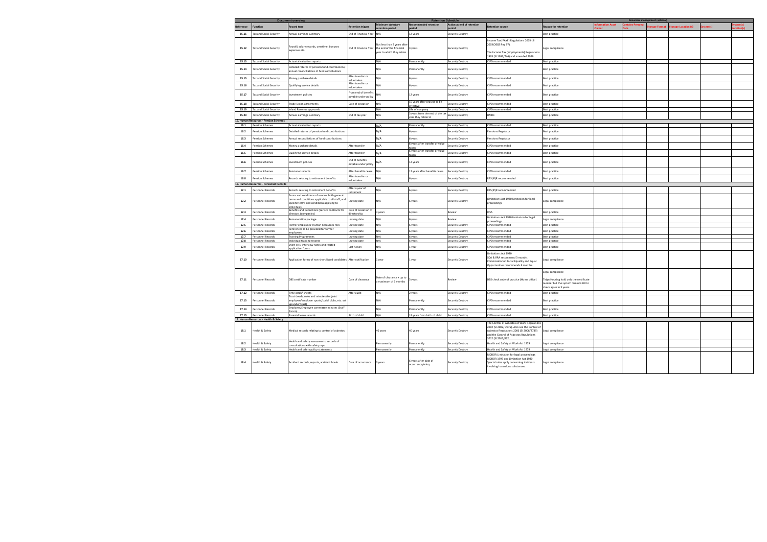| Document overview | | | Retention Schedule | | | | | | Document management (optional) | | | | | |
|---|---|---|---|---|---|---|---|---|---|---|---|---|---|---|
| Reference | Function | Record type | Retention trigger | Minimum statutory retention period | Recommended retention period | Action at end of retention period | Retention source | Reason for retention | Information Asset Owner | Contains Personal Data | Storage Format | Storage Location (s) | System(s) | System(s) Location(s) |
| 15.11 | Tax and Social Security | Annual earnings summary | End of Financial Year | N/A | 12 years | Securely Destroy | | Best practice | | | | | | |
| 15.12 | Tax and Social Security | Payroll/ salary records, overtime, bonuses expenses etc. | End of Financial Year | Not less than 3 years after the end of the financial year to which they relate | 3 years | Securely Destroy | Income Tax (PAYE) Regulations 2003 (SI 2003/2682 Reg 97). The Income Tax (employments) Regulations 1993 (SI 1993/744) and amended 1996 | Legal compliance | | | | | | |
| 15.13 | Tax and Social Security | Actuarial valuation reports | | N/A | Permanently | Securely Destroy | CIPD recommended | Best practice | | | | | | |
| 15.14 | Tax and Social Security | Detailed returns of pension fund contributions; annual reconciliations of fund contributions | | N/A | Permanently | Securely Destroy | | Best practice | | | | | | |
| 15.15 | Tax and Social Security | Money purchase details | After transfer or value taken | N/A | 6 years | Securely Destroy | CIPD recommended | Best practice | | | | | | |
| 15.16 | Tax and Social Security | Qualifying service details | After transfer or value taken | N/A | 6 years | Securely Destroy | CIPD recommended | Best practice | | | | | | |
| 15.17 | Tax and Social Security | Investment policies | From end of benefits payable under policy | N/A | 12 years | Securely Destroy | CIPD recommended | Best practice | | | | | | |
| 15.18 | Tax and Social Security | Trade Union agreements | Date of cessation | N/A | 10 years after ceasing to be effective | Securely Destroy | CIPD recommended | Best practice | | | | | | |
| 15.19 | Tax and Social Security | Inland Revenue approvals | | N/A | Life of company | Securely Destroy | CIPD recommended | Best practice | | | | | | |
| 15.20 | Tax and Social Security | Annual earnings summary | End of tax year | N/A | 3 years from the end of the tax year they relate to | Securely Destroy | HMRC | Best practice | | | | | | |
| **16. Human Resources - Pension Schemes** | | | | | | | | | | | | | | |
| 16.1 | Pension Schemes | Actuarial valuation reports | | N/A | Permanently | Securely Destroy | CIPD recommended | Best practice | | | | | | |
| 16.2 | Pension Schemes | Detailed returns of pension fund contributions | | N/A | 6 years | Securely Destroy | Pensions Regulator | Best practice | | | | | | |
| 16.3 | Pension Schemes | Annual reconciliations of fund contributions | | N/A | 6 years | Securely Destroy | Pensions Regulator | Best practice | | | | | | |
| 16.4 | Pension Schemes | Money purchase details | After transfer | N/A | 6 years after transfer or value taken | Securely Destroy | CIPD recommended | Best practice | | | | | | |
| 16.5 | Pension Schemes | Qualifying service details | After transfer | N/A | 6 years after transfer or value taken | Securely Destroy | CIPD recommended | Best practice | | | | | | |
| 16.6 | Pension Schemes | Investment policies | End of benefits payable under policy | N/A | 12 years | Securely Destroy | CIPD recommended | Best practice | | | | | | |
| 16.7 | Pension Schemes | Pensioner records | After benefits cease | N/A | 12 years after benefits cease | Securely Destroy | CIPD recommended | Best practice | | | | | | |
| 16.8 | Pension Schemes | Records relating to retirement benefits | After transfer or value taken | N/A | 6 years | Securely Destroy | RBS(IP)R recommended | Best practice | | | | | | |
| **17. Human Resources - Personnel Records** | | | | | | | | | | | | | | |
| 17.1 | Personnel Records | Records relating to retirement benefits | After a year of retirement | N/A | 6 years | Securely Destroy | RBS(IP)R recommended | Best practice | | | | | | |
| 17.2 | Personnel Records | Terms and conditions of service, both general terms and conditions applicable to all staff, and specific terms and conditions applying to individuals | Leaving date | N/A | 6 years | Securely Destroy | Limitations Act 1980 Limitation for legal proceedings | Legal compliance | | | | | | |
| 17.3 | Personnel Records | Benefits and Deductions (Service contracts for directors (companies) | Date of cessation of directorship | 3 years | 6 years | Review | ICSA | Best practice | | | | | | |
| 17.4 | Personnel Records | Remuneration package | Leaving date | N/A | 6 years | Review | Limitations Act 1980 Limitation for legal proceedings | Legal compliance | | | | | | |
| 17.5 | Personnel Records | Former employees' Human Resources files | Leaving date | N/A | 6 years | Securely Destroy | CIPD recommended | Best practice | | | | | | |
| 17.6 | Personnel Records | References to be provided for former employees | Leaving date | N/A | 6 years | Securely Destroy | CIPD recommended | Best practice | | | | | | |
| 17.7 | Personnel Records | Training Programmes | Leaving date | N/A | 6 years | Securely Destroy | CIPD recommended | Best practice | | | | | | |
| 17.8 | Personnel Records | Individual training records | Leaving date | N/A | 6 years | Securely Destroy | CIPD recommended | Best practice | | | | | | |
| 17.9 | Personnel Records | Short lists, interview notes and related application forms | Last Action | N/A | 1 year | Securely Destroy | CIPD recommended | Best practice | | | | | | |
| 17.10 | Personnel Records | Application forms of non-short listed candidates | After notification | 1 year | 1 year | Securely Destroy | Limitations Act 1980 SDA & RRA recommend 3 months Commission for Racial Equality and Equal Opportunities recommends 6 months. | Legal compliance | | | | | | |
| 17.11 | Personnel Records | DBS certificate number | Date of clearance | Date of clearance + up to a maximum of 6 months | 3 years | Review | DBS check code of practice (Home office) | Legal compliance Teign Housing hold only the certificate number but the system reminds HR to check again in 3 years. | | | | | | |
| 17.12 | Personnel Records | Time cards/ sheets | After audit | N/A | 2 years | Securely Destroy | CIPD recommended | Best practice | | | | | | |
| 17.13 | Personnel Records | Trust deeds, rules and minutes (for joint employee/employer sports/social clubs, etc. set up under trust) | | N/A | Permanently | Securely Destroy | CIPD recommended | Best practice | | | | | | |
| 17.14 | Personnel Records | Employer/Employee committee minutes (Staff Forum) | | N/A | Permanently | Securely Destroy | CIPD recommended | Best practice | | | | | | |
| 17.15 | Personnel Records | Parental leave records | Birth of child | N/A | 18 years from birth of child | Securely Destroy | CIPD recommended | Best practice | | | | | | |
| **18. Human Resources - Health & Safety** | | | | | | | | | | | | | | |
| 18.1 | Health & Safety | Medical records relating to control of asbestos | | 40 years | 40 years | Securely Destroy | The Control of Asbestos at Work Regulations 2002 (SI 2002/ 2675). Also see the Control of Asbestos Regulations 2006 (SI 2006/2739) and the Control of Asbestos Regulations 2012 (SI 2012/632 | Legal compliance | | | | | | |
| 18.2 | Health & Safety | Health and safety assessments; records of consultations with safety reps | | Permanently | Permanently | Securely Destroy | Health and Safety at Work Act 1979 | Legal compliance | | | | | | |
| 18.3 | Health & Safety | Health and safety policy statements | | Permanently | Permanently | Securely Destroy | Health and Safety at Work Act 1979 | Legal compliance | | | | | | |
| 18.4 | Health & Safety | Accident records, reports, accident books | Date of occurrence | 3 years | 6 years after date of occurrence/entry | Securely Destroy | RIDDOR Limitation for legal proceedings RIDDOR 1995 and Limitation Act 1980 Special rules apply concerning incidents involving hazardous substances. | Legal compliance | | | | | | |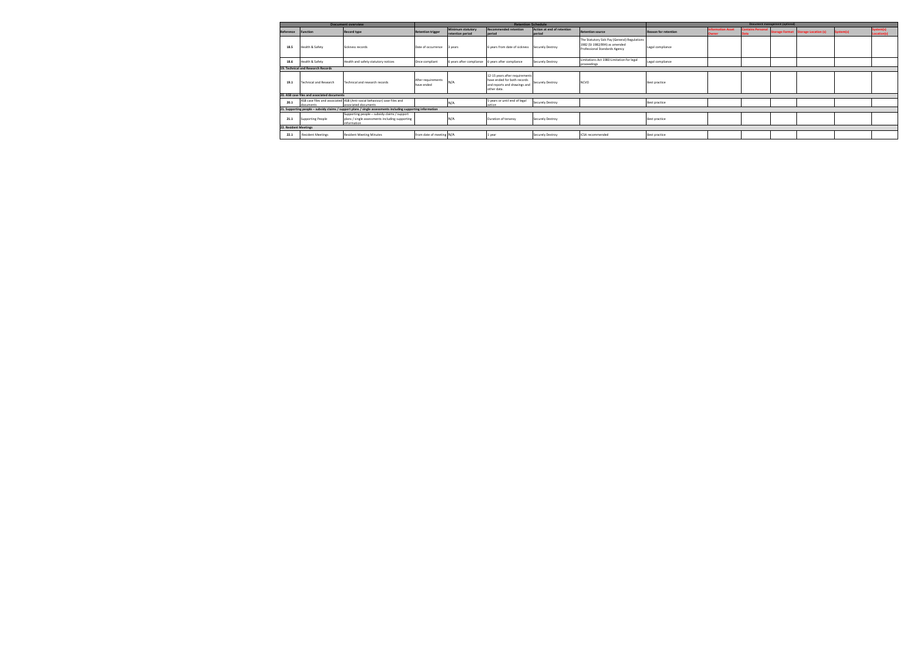| Document overview | | | Retention Schedule | | | | | | Document management (optional) | | | | | | |
|---|---|---|---|---|---|---|---|---|---|---|---|---|---|---|---|
| Reference | Function | Record type | Retention trigger | Minimum statutory retention period | Recommended retention period | Action at end of retention period | Retention source | Reason for retention | Information Asset Owner | Contains Personal Data | Storage Format | Storage Location (s) | System(s) | System(s) Location(s) |
| 18.5 | Health & Safety | Sickness records | Date of occurrence | 3 years | 6 years from date of sickness | Securely Destroy | The Statutory Sick Pay (General) Regulations 1982 (SI 1982/894) as amended Professional Standards Agency | Legal compliance | | | | | | |
| 18.6 | Health & Safety | Health and safety statutory notices | Once compliant | 6 years after compliance | 6 years after compliance | Securely Destroy | Limitations Act 1980 Limitation for legal proceedings | Legal compliance | | | | | | |
| 19. Technical and Research Records | | | | | | | | | | | | | | |
| 19.1 | Technical and Research | Technical and research records | After requirements have ended | N/A | 12-15 years after requirements have ended for both records and reports and drawings and other data. | Securely Destroy | NCVO | Best practice | | | | | | |
| 20. ASB case files and associated documents | | | | | | | | | | | | | | |
| 20.1 | ASB case files and associated documents | ASB (Anti-social behaviour) case files and associated documents | | N/A | 5 years or until end of legal action | Securely Destroy | | Best practice | | | | | | |
| 21. Supporting people – subsidy claims / support plans / single assessments including supporting information | | | | | | | | | | | | | | |
| 21.1 | Supporting People | Supporting people – subsidy claims / support plans / single assessments including supporting information | | N/A | Duration of tenancy | Securely Destroy | | Best practice | | | | | | |
| 22. Resident Meetings | | | | | | | | | | | | | | |
| 22.1 | Resident Meetings | Resident Meeting Minutes | From date of meeting | N/A | 1 year | Securely Destroy | ICSA recommended | Best practice | | | | | | |